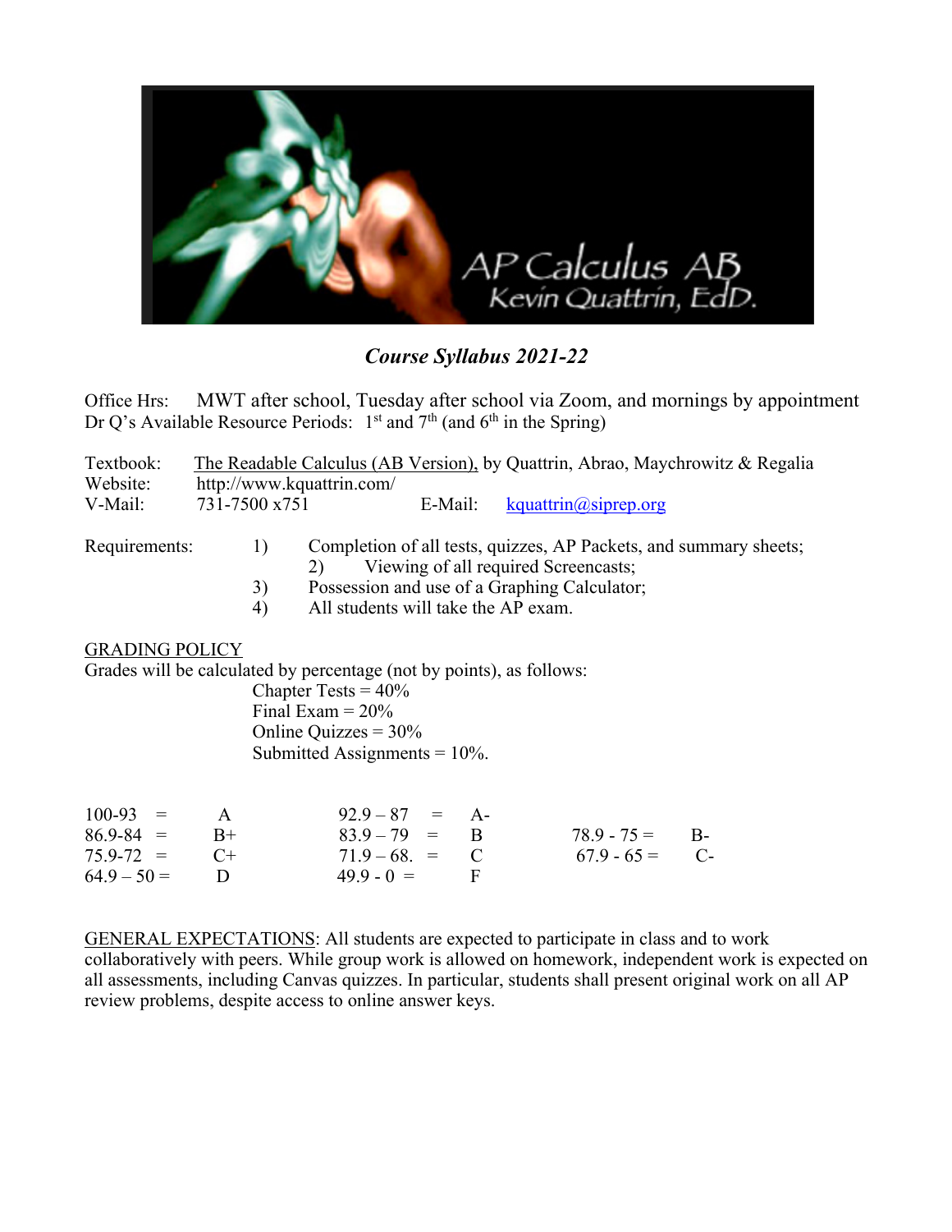AP Calculus AB
Kevin Quattrin, EdD.

# *Course Syllabus 2021-22*

Office Hrs: MWT after school, Tuesday after school via Zoom, and mornings by appointment
Dr Q's Available Resource Periods: 1st and 7th (and 6th in the Spring)

Textbook: The Readable Calculus (AB Version), by Quattrin, Abrao, Maychrowitz & Regalia
Website: http://www.kquattrin.com/
V-Mail: 731-7500 x751 E-Mail: kquattrin@siprep.org

Requirements:
1) Completion of all tests, quizzes, AP Packets, and summary sheets;
2) Viewing of all required Screencasts;
3) Possession and use of a Graphing Calculator;
4) All students will take the AP exam.

## GRADING POLICY

Grades will be calculated by percentage (not by points), as follows:

- Chapter Tests = 40%
- Final Exam = 20%
- Online Quizzes = 30%
- Submitted Assignments = 10%.

| | | | | | |
|---|---|---|---|---|---|
| 100-93 = | A | 92.9 – 87 = | A- | | |
| 86.9-84 = | B+ | 83.9 – 79 = | B | 78.9 - 75 = | B- |
| 75.9-72 = | C+ | 71.9 – 68. = | C | 67.9 - 65 = | C- |
| 64.9 – 50 = | D | 49.9 - 0 = | F | | |

GENERAL EXPECTATIONS: All students are expected to participate in class and to work collaboratively with peers. While group work is allowed on homework, independent work is expected on all assessments, including Canvas quizzes. In particular, students shall present original work on all AP review problems, despite access to online answer keys.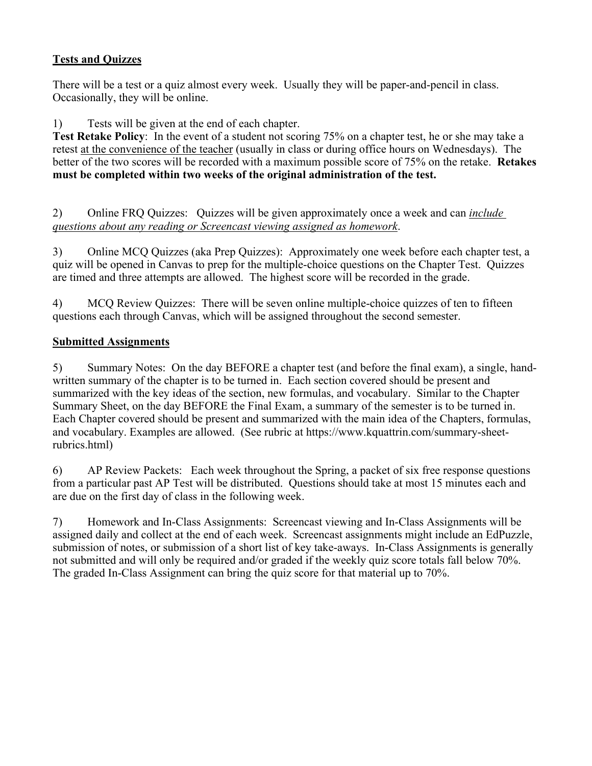**<u>Tests and Quizzes</u>**

There will be a test or a quiz almost every week. Usually they will be paper-and-pencil in class. Occasionally, they will be online.

1) Tests will be given at the end of each chapter.

**Test Retake Policy**: In the event of a student not scoring 75% on a chapter test, he or she may take a retest <u>at the convenience of the teacher</u> (usually in class or during office hours on Wednesdays). The better of the two scores will be recorded with a maximum possible score of 75% on the retake. **Retakes must be completed within two weeks of the original administration of the test.**

2) Online FRQ Quizzes: Quizzes will be given approximately once a week and can *<u>include questions about any reading or Screencast viewing assigned as homework</u>*.

3) Online MCQ Quizzes (aka Prep Quizzes): Approximately one week before each chapter test, a quiz will be opened in Canvas to prep for the multiple-choice questions on the Chapter Test. Quizzes are timed and three attempts are allowed. The highest score will be recorded in the grade.

4) MCQ Review Quizzes: There will be seven online multiple-choice quizzes of ten to fifteen questions each through Canvas, which will be assigned throughout the second semester.

**<u>Submitted Assignments</u>**

5) Summary Notes: On the day BEFORE a chapter test (and before the final exam), a single, hand-written summary of the chapter is to be turned in. Each section covered should be present and summarized with the key ideas of the section, new formulas, and vocabulary. Similar to the Chapter Summary Sheet, on the day BEFORE the Final Exam, a summary of the semester is to be turned in. Each Chapter covered should be present and summarized with the main idea of the Chapters, formulas, and vocabulary. Examples are allowed. (See rubric at https://www.kquattrin.com/summary-sheet-rubrics.html)

6) AP Review Packets: Each week throughout the Spring, a packet of six free response questions from a particular past AP Test will be distributed. Questions should take at most 15 minutes each and are due on the first day of class in the following week.

7) Homework and In-Class Assignments: Screencast viewing and In-Class Assignments will be assigned daily and collect at the end of each week. Screencast assignments might include an EdPuzzle, submission of notes, or submission of a short list of key take-aways. In-Class Assignments is generally not submitted and will only be required and/or graded if the weekly quiz score totals fall below 70%. The graded In-Class Assignment can bring the quiz score for that material up to 70%.